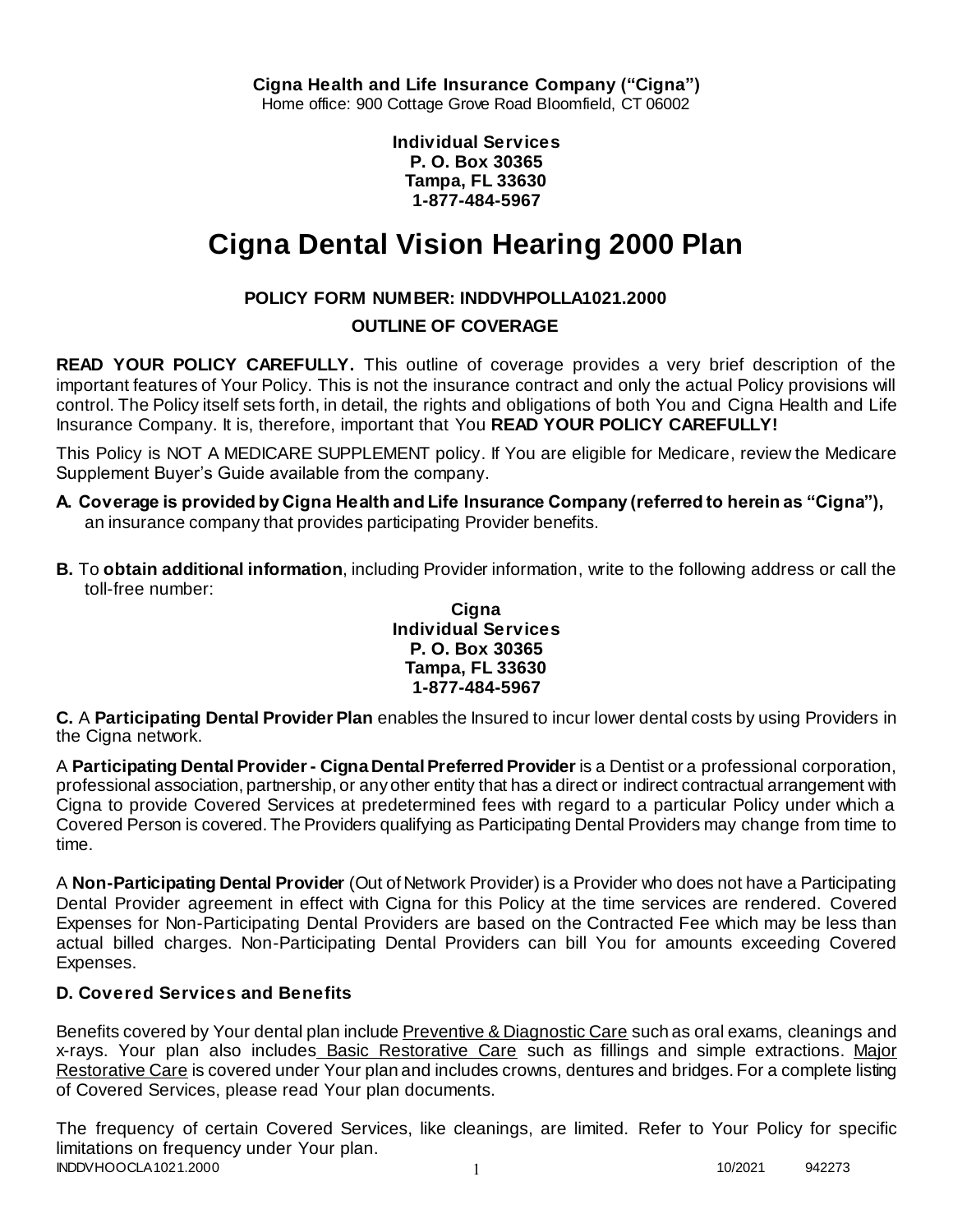**Cigna Health and Life Insurance Company ("Cigna")**
Home office: 900 Cottage Grove Road Bloomfield, CT 06002

**Individual Services**
**P. O. Box 30365**
**Tampa, FL 33630**
**1-877-484-5967**

# Cigna Dental Vision Hearing 2000 Plan

**POLICY FORM NUMBER: INDDVHPOLLA1021.2000**

**OUTLINE OF COVERAGE**

**READ YOUR POLICY CAREFULLY.** This outline of coverage provides a very brief description of the important features of Your Policy. This is not the insurance contract and only the actual Policy provisions will control. The Policy itself sets forth, in detail, the rights and obligations of both You and Cigna Health and Life Insurance Company. It is, therefore, important that You **READ YOUR POLICY CAREFULLY!**

This Policy is NOT A MEDICARE SUPPLEMENT policy. If You are eligible for Medicare, review the Medicare Supplement Buyer's Guide available from the company.

**A. Coverage is provided by Cigna Health and Life Insurance Company (referred to herein as "Cigna"),** an insurance company that provides participating Provider benefits.

**B.** To **obtain additional information**, including Provider information, write to the following address or call the toll-free number:

**Cigna**
**Individual Services**
**P. O. Box 30365**
**Tampa, FL 33630**
**1-877-484-5967**

**C.** A **Participating Dental Provider Plan** enables the Insured to incur lower dental costs by using Providers in the Cigna network.

A **Participating Dental Provider - Cigna Dental Preferred Provider** is a Dentist or a professional corporation, professional association, partnership, or any other entity that has a direct or indirect contractual arrangement with Cigna to provide Covered Services at predetermined fees with regard to a particular Policy under which a Covered Person is covered. The Providers qualifying as Participating Dental Providers may change from time to time.

A **Non-Participating Dental Provider** (Out of Network Provider) is a Provider who does not have a Participating Dental Provider agreement in effect with Cigna for this Policy at the time services are rendered. Covered Expenses for Non-Participating Dental Providers are based on the Contracted Fee which may be less than actual billed charges. Non-Participating Dental Providers can bill You for amounts exceeding Covered Expenses.

### D. Covered Services and Benefits

Benefits covered by Your dental plan include Preventive & Diagnostic Care such as oral exams, cleanings and x-rays. Your plan also includes Basic Restorative Care such as fillings and simple extractions. Major Restorative Care is covered under Your plan and includes crowns, dentures and bridges. For a complete listing of Covered Services, please read Your plan documents.

The frequency of certain Covered Services, like cleanings, are limited. Refer to Your Policy for specific limitations on frequency under Your plan.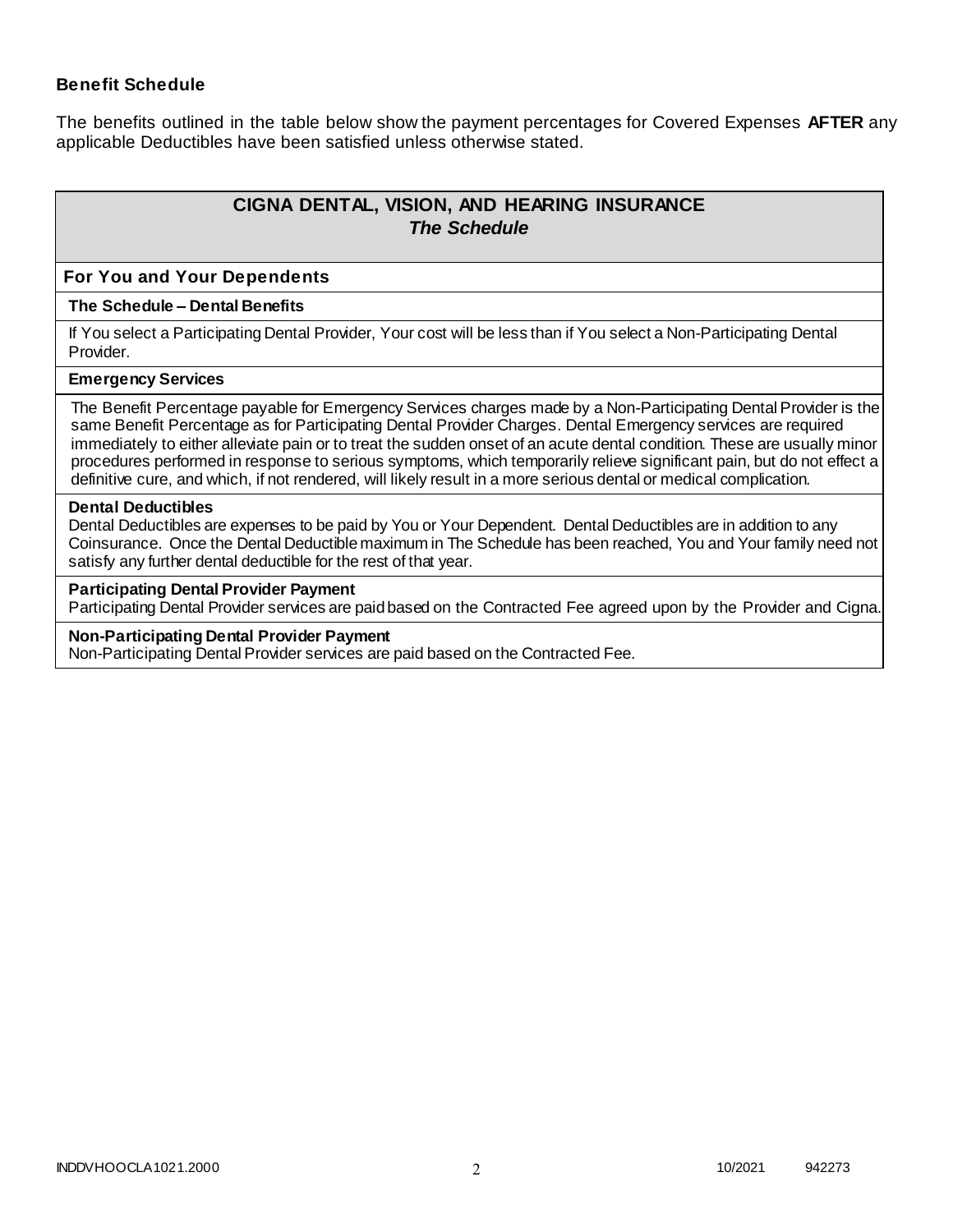### Benefit Schedule

The benefits outlined in the table below show the payment percentages for Covered Expenses **AFTER** any applicable Deductibles have been satisfied unless otherwise stated.

| **CIGNA DENTAL, VISION, AND HEARING INSURANCE** ***The Schedule*** |
|---|
| **For You and Your Dependents** |
| **The Schedule – Dental Benefits** |
| If You select a Participating Dental Provider, Your cost will be less than if You select a Non-Participating Dental Provider. |
| **Emergency Services** |
| The Benefit Percentage payable for Emergency Services charges made by a Non-Participating Dental Provider is the same Benefit Percentage as for Participating Dental Provider Charges. Dental Emergency services are required immediately to either alleviate pain or to treat the sudden onset of an acute dental condition. These are usually minor procedures performed in response to serious symptoms, which temporarily relieve significant pain, but do not effect a definitive cure, and which, if not rendered, will likely result in a more serious dental or medical complication. |
| **Dental Deductibles** Dental Deductibles are expenses to be paid by You or Your Dependent. Dental Deductibles are in addition to any Coinsurance. Once the Dental Deductible maximum in The Schedule has been reached, You and Your family need not satisfy any further dental deductible for the rest of that year. |
| **Participating Dental Provider Payment** Participating Dental Provider services are paid based on the Contracted Fee agreed upon by the Provider and Cigna. |
| **Non-Participating Dental Provider Payment** Non-Participating Dental Provider services are paid based on the Contracted Fee. |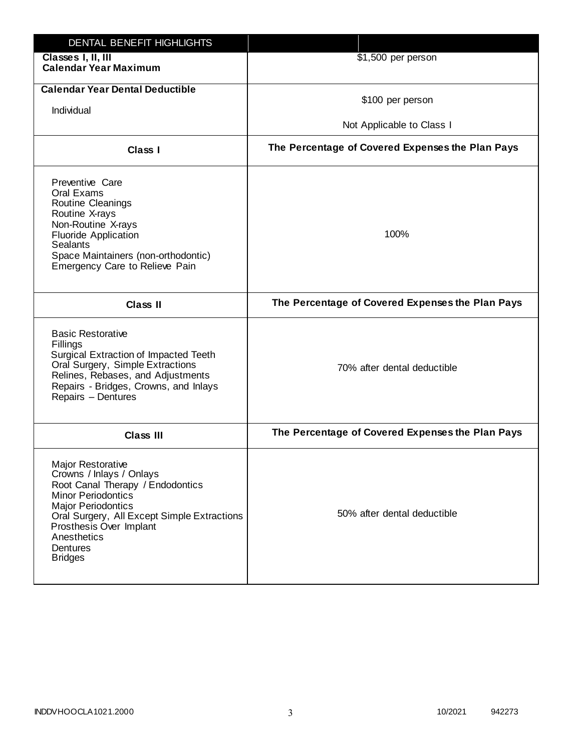| DENTAL BENEFIT HIGHLIGHTS | |
|---|---|
| **Classes I, II, III Calendar Year Maximum** | $1,500 per person |
| **Calendar Year Dental Deductible**<br>Individual | $100 per person<br>Not Applicable to Class I |
| **Class I** | **The Percentage of Covered Expenses the Plan Pays** |
| Preventive Care<br>Oral Exams<br>Routine Cleanings<br>Routine X-rays<br>Non-Routine X-rays<br>Fluoride Application<br>Sealants<br>Space Maintainers (non-orthodontic)<br>Emergency Care to Relieve Pain | 100% |
| **Class II** | **The Percentage of Covered Expenses the Plan Pays** |
| Basic Restorative<br>Fillings<br>Surgical Extraction of Impacted Teeth<br>Oral Surgery, Simple Extractions<br>Relines, Rebases, and Adjustments<br>Repairs - Bridges, Crowns, and Inlays<br>Repairs – Dentures | 70% after dental deductible |
| **Class III** | **The Percentage of Covered Expenses the Plan Pays** |
| Major Restorative<br>Crowns / Inlays / Onlays<br>Root Canal Therapy / Endodontics<br>Minor Periodontics<br>Major Periodontics<br>Oral Surgery, All Except Simple Extractions<br>Prosthesis Over Implant<br>Anesthetics<br>Dentures<br>Bridges | 50% after dental deductible |

INDDVHOOCLA1021.2000 10/2021 942273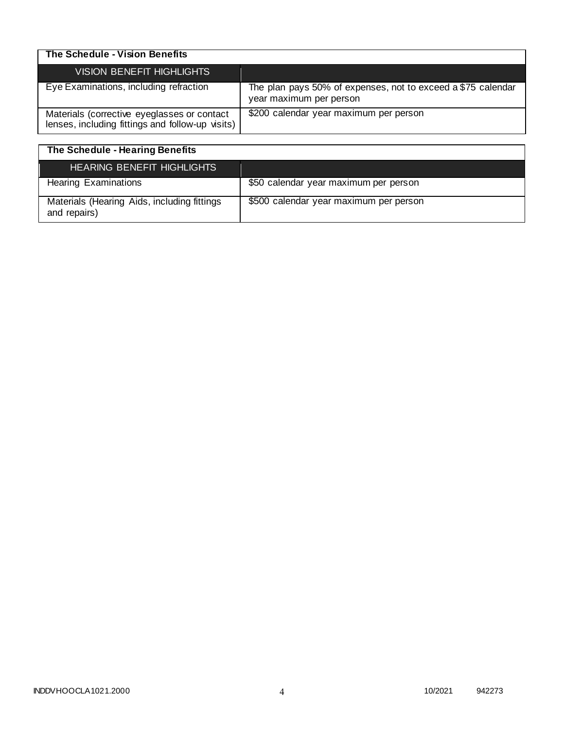| The Schedule - Vision Benefits | |
|---|---|
| VISION BENEFIT HIGHLIGHTS | |
| Eye Examinations, including refraction | The plan pays 50% of expenses, not to exceed a $75 calendar year maximum per person |
| Materials (corrective eyeglasses or contact lenses, including fittings and follow-up visits) | $200 calendar year maximum per person |

| The Schedule - Hearing Benefits | |
|---|---|
| HEARING BENEFIT HIGHLIGHTS | |
| Hearing Examinations | $50 calendar year maximum per person |
| Materials (Hearing Aids, including fittings and repairs) | $500 calendar year maximum per person |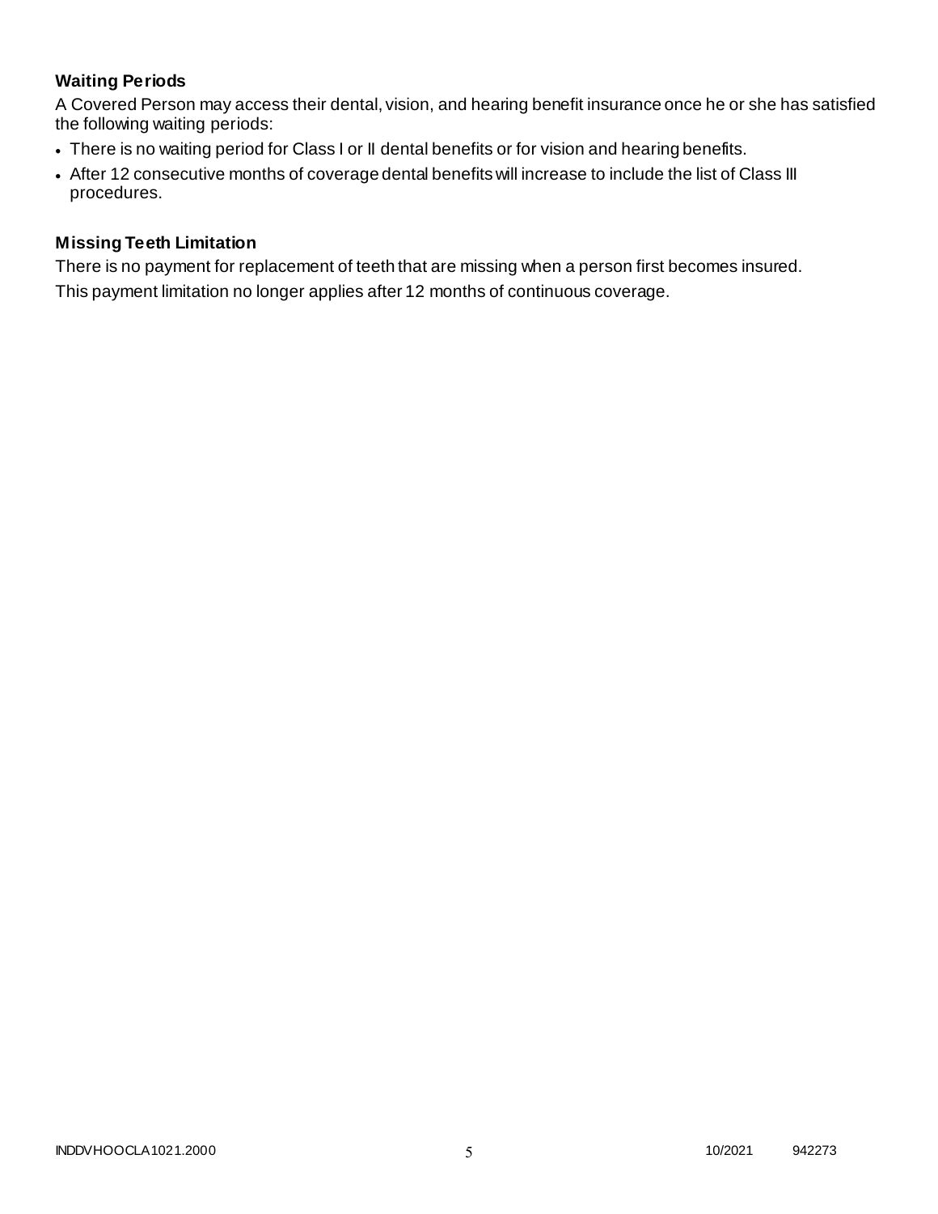### Waiting Periods

A Covered Person may access their dental, vision, and hearing benefit insurance once he or she has satisfied the following waiting periods:

- There is no waiting period for Class I or II dental benefits or for vision and hearing benefits.
- After 12 consecutive months of coverage dental benefits will increase to include the list of Class III procedures.

### Missing Teeth Limitation

There is no payment for replacement of teeth that are missing when a person first becomes insured.

This payment limitation no longer applies after 12 months of continuous coverage.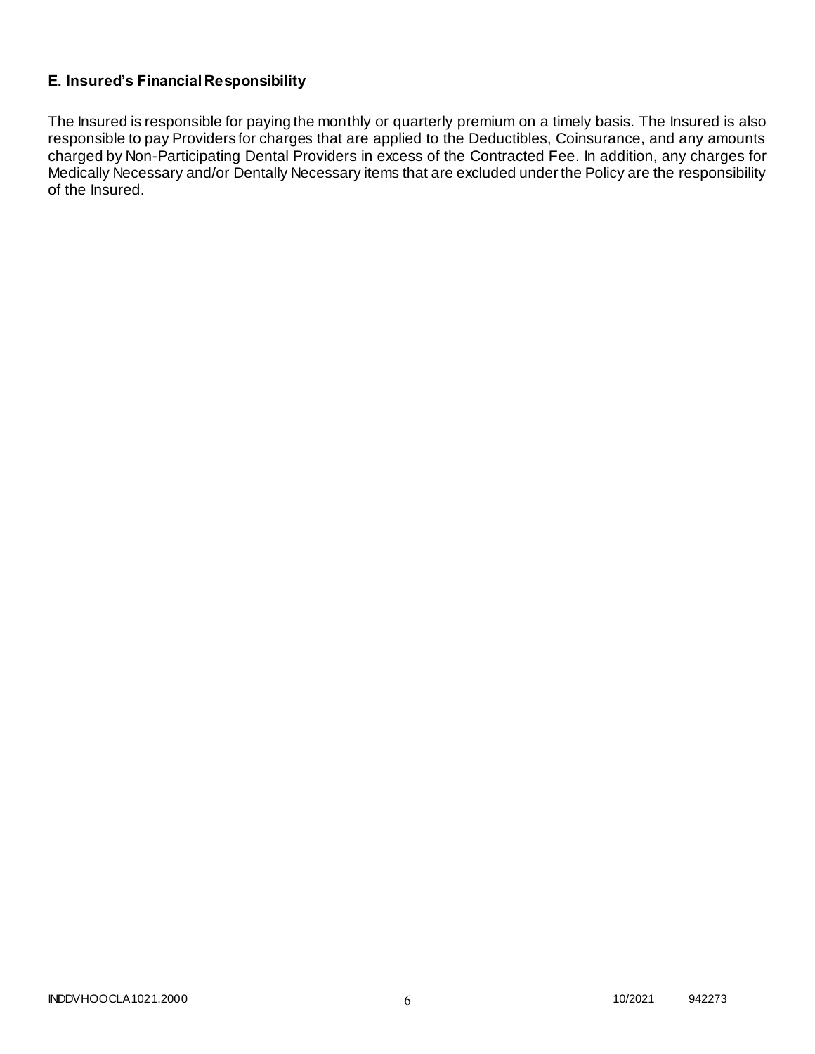### E. Insured's Financial Responsibility

The Insured is responsible for paying the monthly or quarterly premium on a timely basis. The Insured is also responsible to pay Providers for charges that are applied to the Deductibles, Coinsurance, and any amounts charged by Non-Participating Dental Providers in excess of the Contracted Fee. In addition, any charges for Medically Necessary and/or Dentally Necessary items that are excluded under the Policy are the responsibility of the Insured.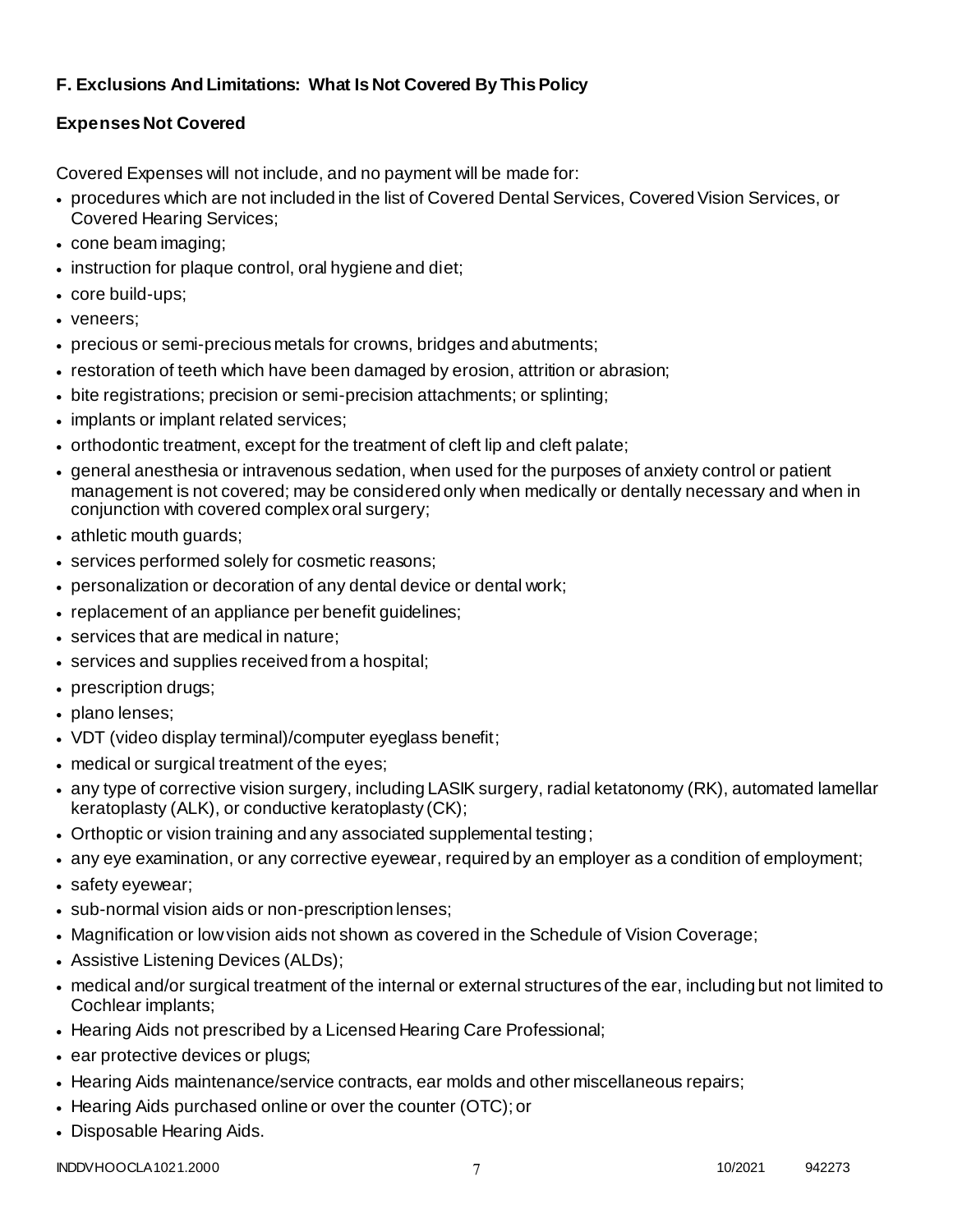### F. Exclusions And Limitations: What Is Not Covered By This Policy

#### Expenses Not Covered

Covered Expenses will not include, and no payment will be made for:

- procedures which are not included in the list of Covered Dental Services, Covered Vision Services, or Covered Hearing Services;
- cone beam imaging;
- instruction for plaque control, oral hygiene and diet;
- core build-ups;
- veneers;
- precious or semi-precious metals for crowns, bridges and abutments;
- restoration of teeth which have been damaged by erosion, attrition or abrasion;
- bite registrations; precision or semi-precision attachments; or splinting;
- implants or implant related services;
- orthodontic treatment, except for the treatment of cleft lip and cleft palate;
- general anesthesia or intravenous sedation, when used for the purposes of anxiety control or patient management is not covered; may be considered only when medically or dentally necessary and when in conjunction with covered complex oral surgery;
- athletic mouth guards;
- services performed solely for cosmetic reasons;
- personalization or decoration of any dental device or dental work;
- replacement of an appliance per benefit guidelines;
- services that are medical in nature;
- services and supplies received from a hospital;
- prescription drugs;
- plano lenses;
- VDT (video display terminal)/computer eyeglass benefit;
- medical or surgical treatment of the eyes;
- any type of corrective vision surgery, including LASIK surgery, radial ketatonomy (RK), automated lamellar keratoplasty (ALK), or conductive keratoplasty (CK);
- Orthoptic or vision training and any associated supplemental testing;
- any eye examination, or any corrective eyewear, required by an employer as a condition of employment;
- safety eyewear;
- sub-normal vision aids or non-prescription lenses;
- Magnification or low vision aids not shown as covered in the Schedule of Vision Coverage;
- Assistive Listening Devices (ALDs);
- medical and/or surgical treatment of the internal or external structures of the ear, including but not limited to Cochlear implants;
- Hearing Aids not prescribed by a Licensed Hearing Care Professional;
- ear protective devices or plugs;
- Hearing Aids maintenance/service contracts, ear molds and other miscellaneous repairs;
- Hearing Aids purchased online or over the counter (OTC); or
- Disposable Hearing Aids.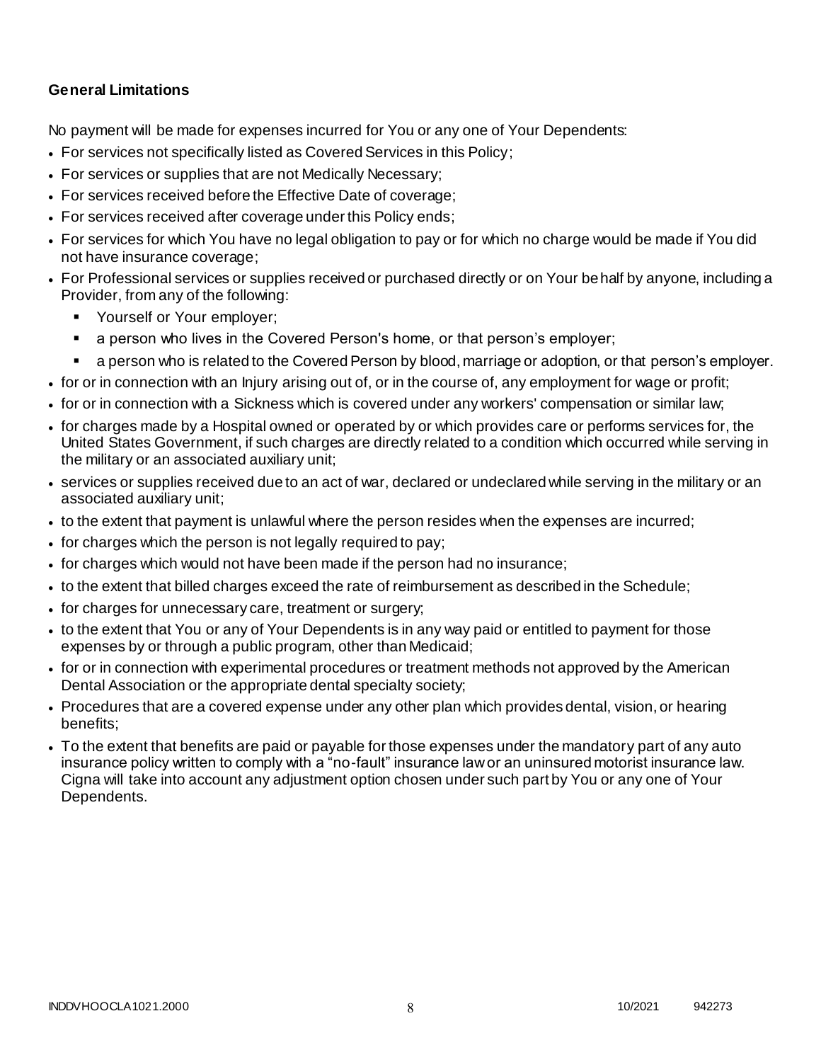**General Limitations**

No payment will be made for expenses incurred for You or any one of Your Dependents:

- For services not specifically listed as Covered Services in this Policy;
- For services or supplies that are not Medically Necessary;
- For services received before the Effective Date of coverage;
- For services received after coverage under this Policy ends;
- For services for which You have no legal obligation to pay or for which no charge would be made if You did not have insurance coverage;
- For Professional services or supplies received or purchased directly or on Your behalf by anyone, including a Provider, from any of the following:
  - Yourself or Your employer;
  - a person who lives in the Covered Person's home, or that person's employer;
  - a person who is related to the Covered Person by blood, marriage or adoption, or that person's employer.
- for or in connection with an Injury arising out of, or in the course of, any employment for wage or profit;
- for or in connection with a Sickness which is covered under any workers' compensation or similar law;
- for charges made by a Hospital owned or operated by or which provides care or performs services for, the United States Government, if such charges are directly related to a condition which occurred while serving in the military or an associated auxiliary unit;
- services or supplies received due to an act of war, declared or undeclared while serving in the military or an associated auxiliary unit;
- to the extent that payment is unlawful where the person resides when the expenses are incurred;
- for charges which the person is not legally required to pay;
- for charges which would not have been made if the person had no insurance;
- to the extent that billed charges exceed the rate of reimbursement as described in the Schedule;
- for charges for unnecessary care, treatment or surgery;
- to the extent that You or any of Your Dependents is in any way paid or entitled to payment for those expenses by or through a public program, other than Medicaid;
- for or in connection with experimental procedures or treatment methods not approved by the American Dental Association or the appropriate dental specialty society;
- Procedures that are a covered expense under any other plan which provides dental, vision, or hearing benefits;
- To the extent that benefits are paid or payable for those expenses under the mandatory part of any auto insurance policy written to comply with a "no-fault" insurance law or an uninsured motorist insurance law. Cigna will take into account any adjustment option chosen under such part by You or any one of Your Dependents.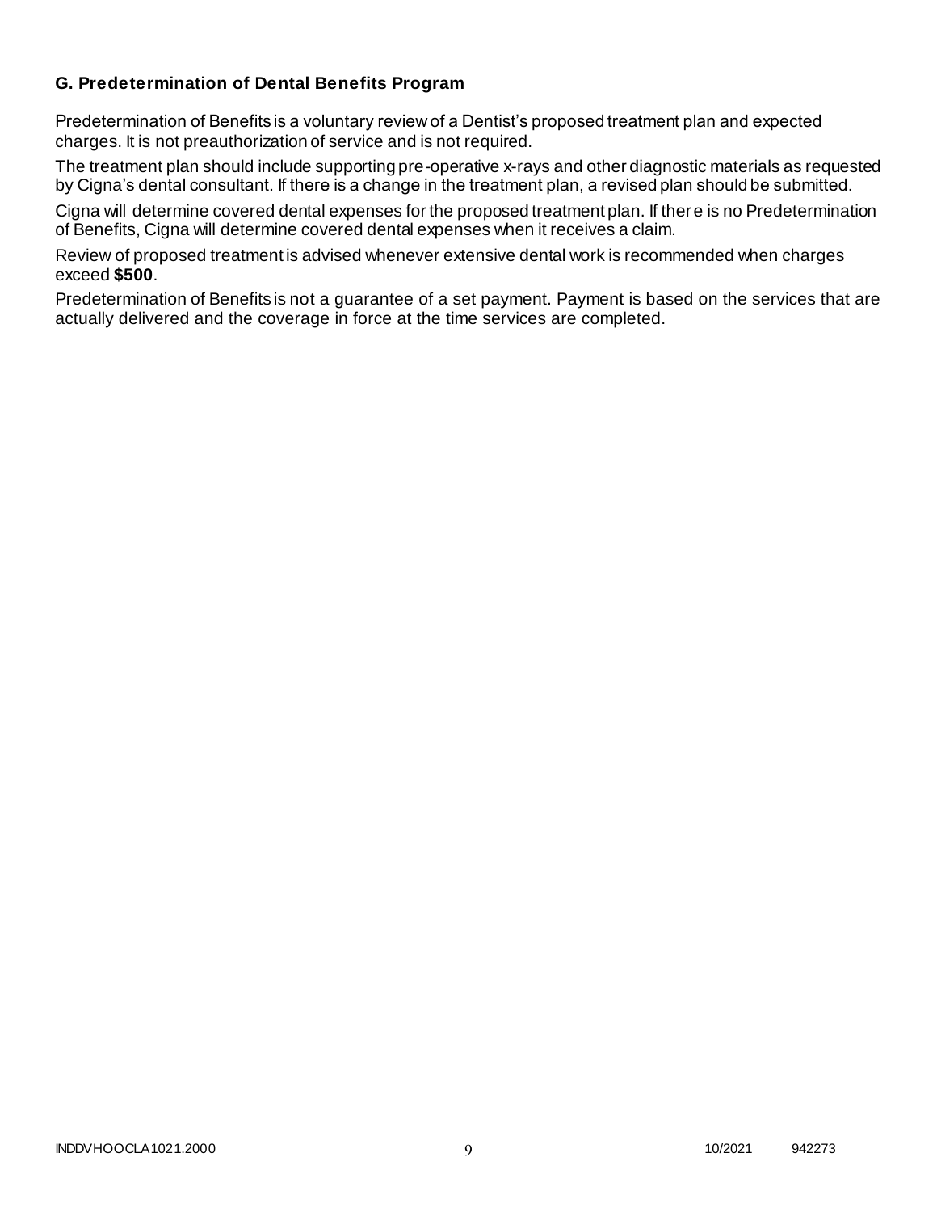### G. Predetermination of Dental Benefits Program

Predetermination of Benefits is a voluntary review of a Dentist's proposed treatment plan and expected charges. It is not preauthorization of service and is not required.

The treatment plan should include supporting pre-operative x-rays and other diagnostic materials as requested by Cigna's dental consultant. If there is a change in the treatment plan, a revised plan should be submitted.

Cigna will determine covered dental expenses for the proposed treatment plan. If there is no Predetermination of Benefits, Cigna will determine covered dental expenses when it receives a claim.

Review of proposed treatment is advised whenever extensive dental work is recommended when charges exceed **$500**.

Predetermination of Benefits is not a guarantee of a set payment. Payment is based on the services that are actually delivered and the coverage in force at the time services are completed.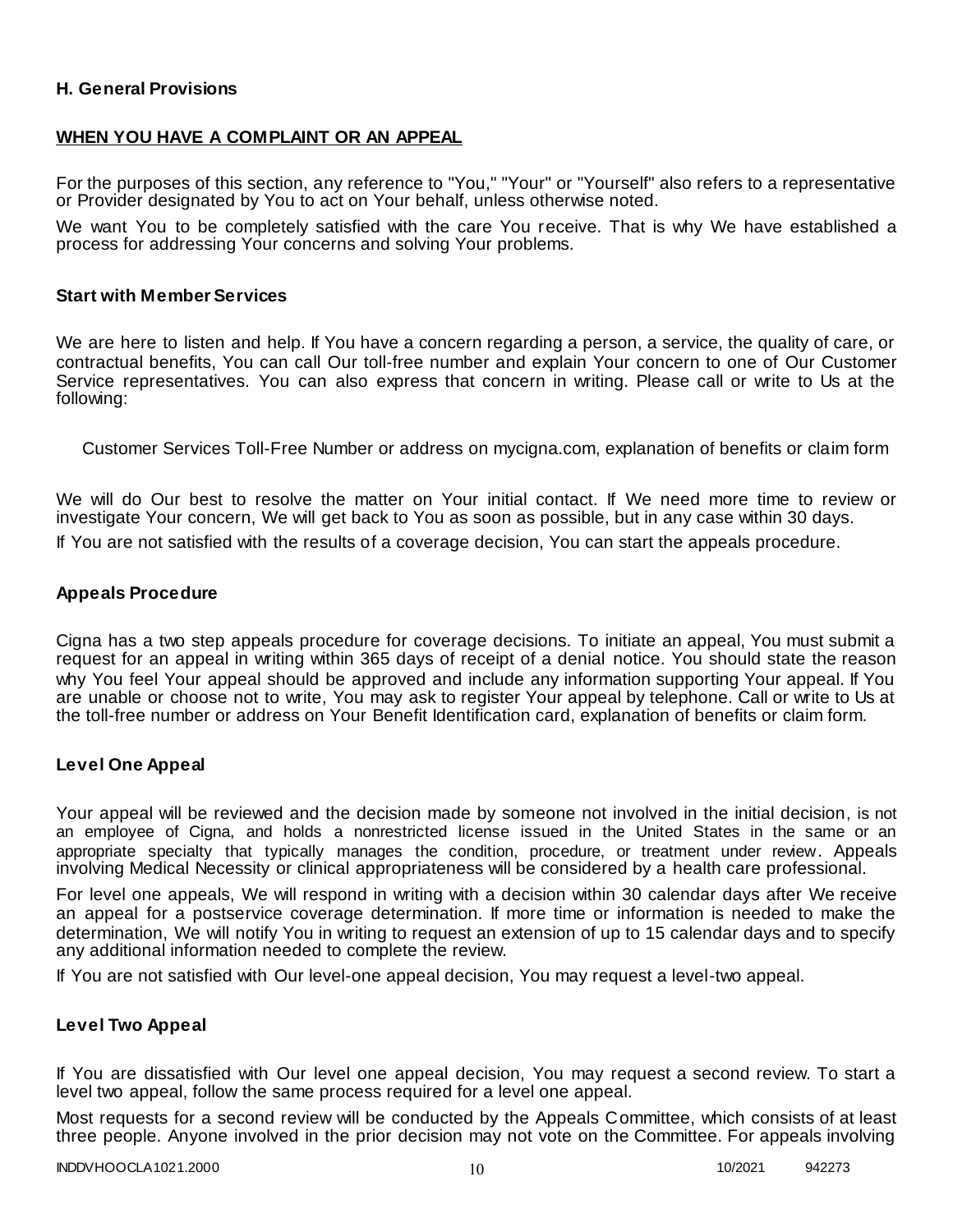### H. General Provisions

**WHEN YOU HAVE A COMPLAINT OR AN APPEAL**

For the purposes of this section, any reference to "You," "Your" or "Yourself" also refers to a representative or Provider designated by You to act on Your behalf, unless otherwise noted.

We want You to be completely satisfied with the care You receive. That is why We have established a process for addressing Your concerns and solving Your problems.

#### Start with Member Services

We are here to listen and help. If You have a concern regarding a person, a service, the quality of care, or contractual benefits, You can call Our toll-free number and explain Your concern to one of Our Customer Service representatives. You can also express that concern in writing. Please call or write to Us at the following:

Customer Services Toll-Free Number or address on mycigna.com, explanation of benefits or claim form

We will do Our best to resolve the matter on Your initial contact. If We need more time to review or investigate Your concern, We will get back to You as soon as possible, but in any case within 30 days.

If You are not satisfied with the results of a coverage decision, You can start the appeals procedure.

#### Appeals Procedure

Cigna has a two step appeals procedure for coverage decisions. To initiate an appeal, You must submit a request for an appeal in writing within 365 days of receipt of a denial notice. You should state the reason why You feel Your appeal should be approved and include any information supporting Your appeal. If You are unable or choose not to write, You may ask to register Your appeal by telephone. Call or write to Us at the toll-free number or address on Your Benefit Identification card, explanation of benefits or claim form.

#### Level One Appeal

Your appeal will be reviewed and the decision made by someone not involved in the initial decision, is not an employee of Cigna, and holds a nonrestricted license issued in the United States in the same or an appropriate specialty that typically manages the condition, procedure, or treatment under review. Appeals involving Medical Necessity or clinical appropriateness will be considered by a health care professional.

For level one appeals, We will respond in writing with a decision within 30 calendar days after We receive an appeal for a postservice coverage determination. If more time or information is needed to make the determination, We will notify You in writing to request an extension of up to 15 calendar days and to specify any additional information needed to complete the review.

If You are not satisfied with Our level-one appeal decision, You may request a level-two appeal.

#### Level Two Appeal

If You are dissatisfied with Our level one appeal decision, You may request a second review. To start a level two appeal, follow the same process required for a level one appeal.

Most requests for a second review will be conducted by the Appeals Committee, which consists of at least three people. Anyone involved in the prior decision may not vote on the Committee. For appeals involving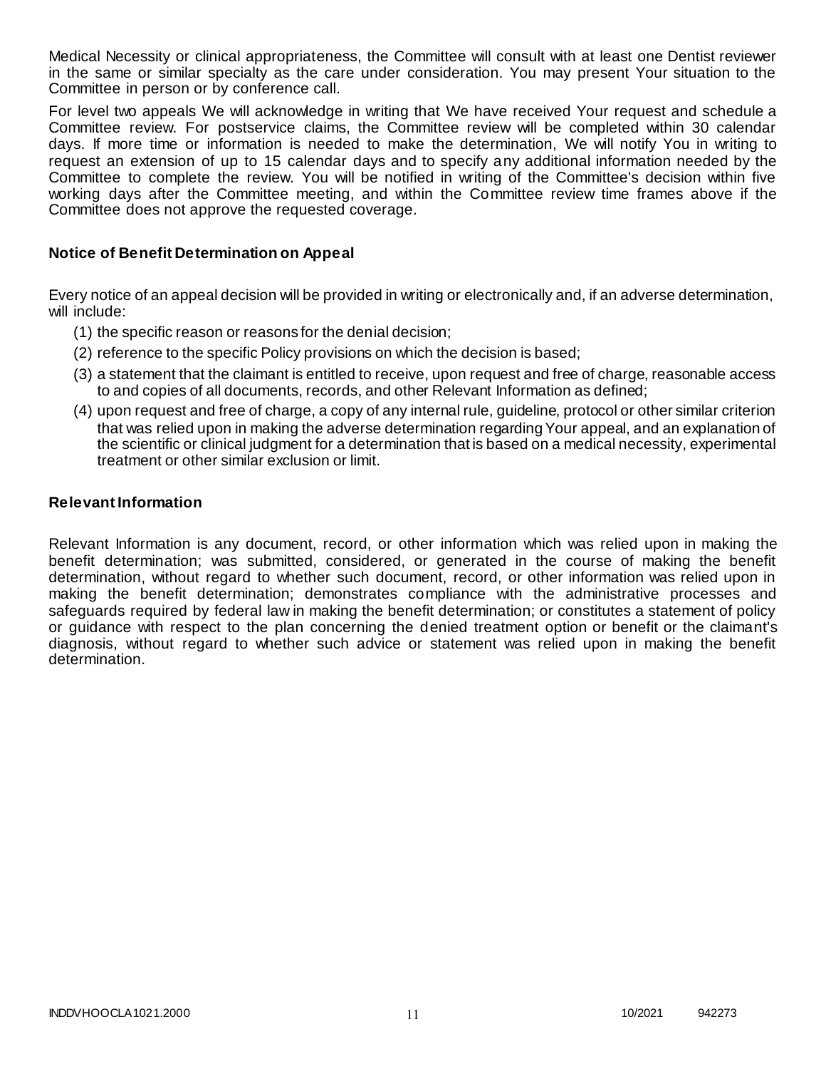Medical Necessity or clinical appropriateness, the Committee will consult with at least one Dentist reviewer in the same or similar specialty as the care under consideration. You may present Your situation to the Committee in person or by conference call.

For level two appeals We will acknowledge in writing that We have received Your request and schedule a Committee review. For postservice claims, the Committee review will be completed within 30 calendar days. If more time or information is needed to make the determination, We will notify You in writing to request an extension of up to 15 calendar days and to specify any additional information needed by the Committee to complete the review. You will be notified in writing of the Committee's decision within five working days after the Committee meeting, and within the Committee review time frames above if the Committee does not approve the requested coverage.

### Notice of Benefit Determination on Appeal

Every notice of an appeal decision will be provided in writing or electronically and, if an adverse determination, will include:

(1) the specific reason or reasons for the denial decision;

(2) reference to the specific Policy provisions on which the decision is based;

(3) a statement that the claimant is entitled to receive, upon request and free of charge, reasonable access to and copies of all documents, records, and other Relevant Information as defined;

(4) upon request and free of charge, a copy of any internal rule, guideline, protocol or other similar criterion that was relied upon in making the adverse determination regarding Your appeal, and an explanation of the scientific or clinical judgment for a determination that is based on a medical necessity, experimental treatment or other similar exclusion or limit.

### Relevant Information

Relevant Information is any document, record, or other information which was relied upon in making the benefit determination; was submitted, considered, or generated in the course of making the benefit determination, without regard to whether such document, record, or other information was relied upon in making the benefit determination; demonstrates compliance with the administrative processes and safeguards required by federal law in making the benefit determination; or constitutes a statement of policy or guidance with respect to the plan concerning the denied treatment option or benefit or the claimant's diagnosis, without regard to whether such advice or statement was relied upon in making the benefit determination.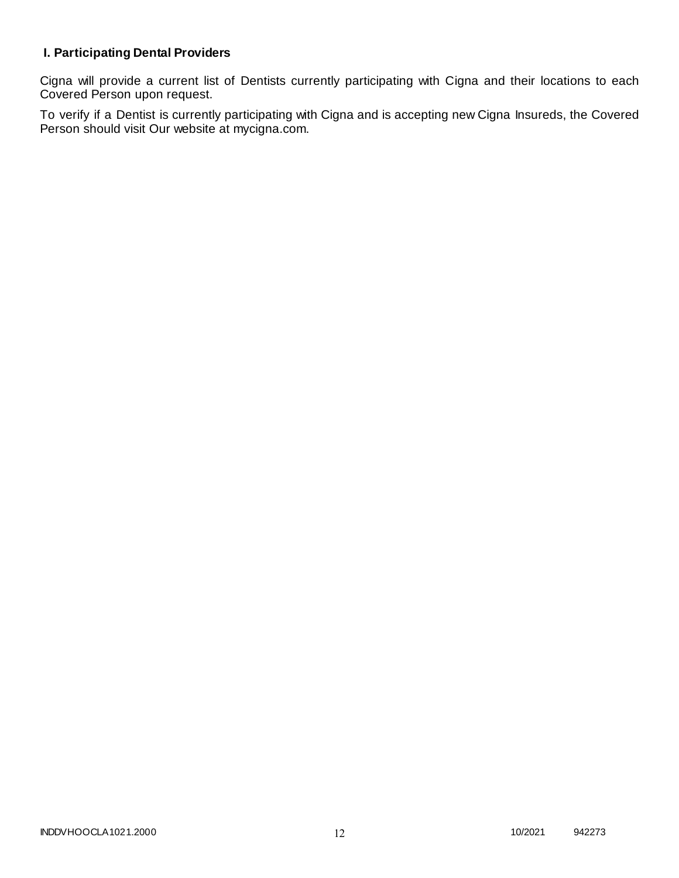### I. Participating Dental Providers

Cigna will provide a current list of Dentists currently participating with Cigna and their locations to each Covered Person upon request.

To verify if a Dentist is currently participating with Cigna and is accepting new Cigna Insureds, the Covered Person should visit Our website at mycigna.com.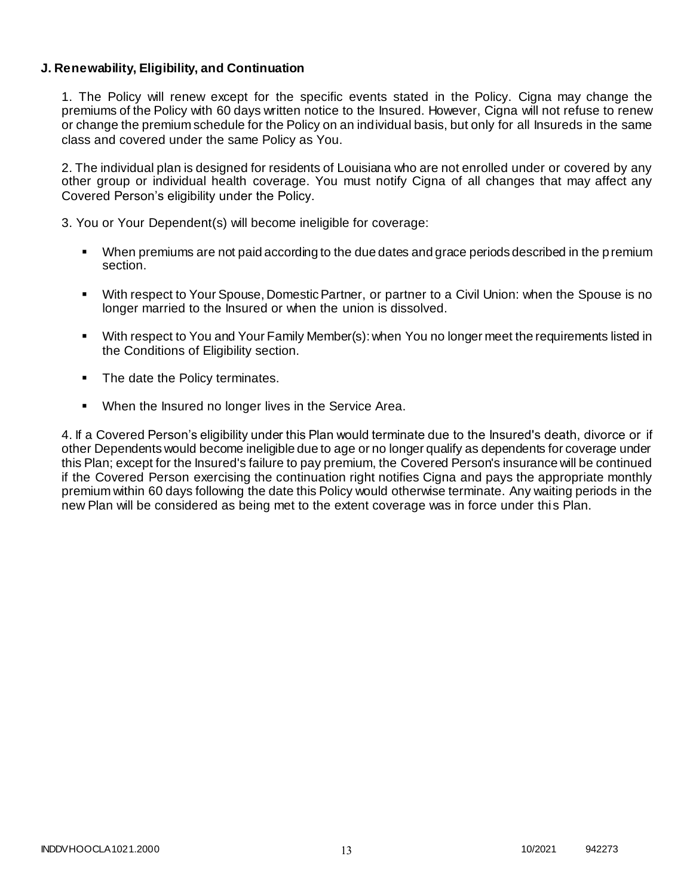**J. Renewability, Eligibility, and Continuation**

1. The Policy will renew except for the specific events stated in the Policy. Cigna may change the premiums of the Policy with 60 days written notice to the Insured. However, Cigna will not refuse to renew or change the premium schedule for the Policy on an individual basis, but only for all Insureds in the same class and covered under the same Policy as You.

2. The individual plan is designed for residents of Louisiana who are not enrolled under or covered by any other group or individual health coverage. You must notify Cigna of all changes that may affect any Covered Person's eligibility under the Policy.

3. You or Your Dependent(s) will become ineligible for coverage:

- When premiums are not paid according to the due dates and grace periods described in the premium section.
- With respect to Your Spouse, Domestic Partner, or partner to a Civil Union: when the Spouse is no longer married to the Insured or when the union is dissolved.
- With respect to You and Your Family Member(s): when You no longer meet the requirements listed in the Conditions of Eligibility section.
- The date the Policy terminates.
- When the Insured no longer lives in the Service Area.

4. If a Covered Person's eligibility under this Plan would terminate due to the Insured's death, divorce or if other Dependents would become ineligible due to age or no longer qualify as dependents for coverage under this Plan; except for the Insured's failure to pay premium, the Covered Person's insurance will be continued if the Covered Person exercising the continuation right notifies Cigna and pays the appropriate monthly premium within 60 days following the date this Policy would otherwise terminate. Any waiting periods in the new Plan will be considered as being met to the extent coverage was in force under this Plan.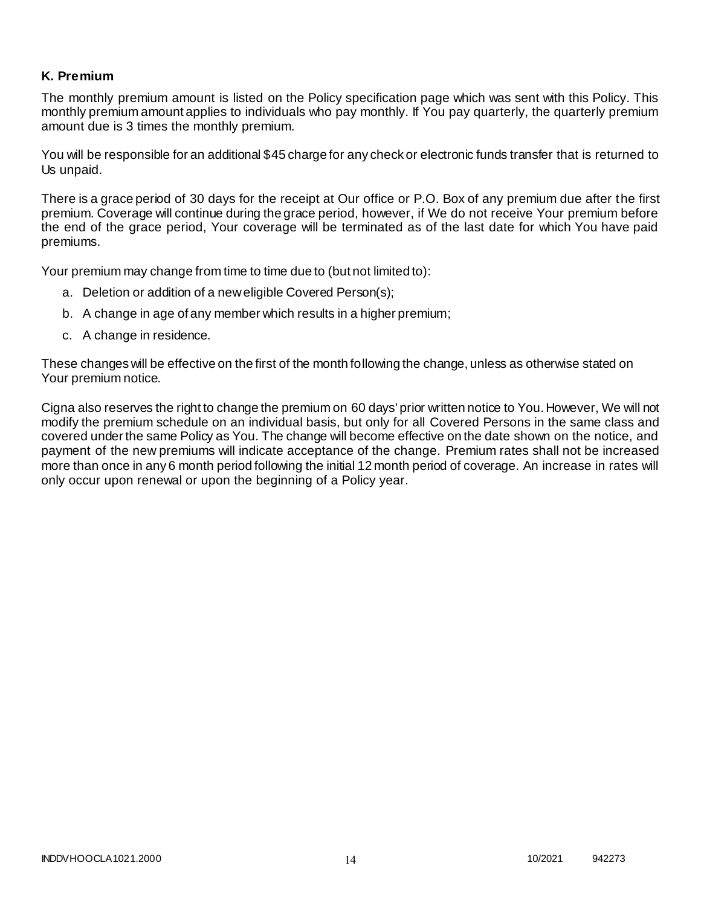**K. Premium**

The monthly premium amount is listed on the Policy specification page which was sent with this Policy. This monthly premium amount applies to individuals who pay monthly. If You pay quarterly, the quarterly premium amount due is 3 times the monthly premium.

You will be responsible for an additional $45 charge for any check or electronic funds transfer that is returned to Us unpaid.

There is a grace period of 30 days for the receipt at Our office or P.O. Box of any premium due after the first premium. Coverage will continue during the grace period, however, if We do not receive Your premium before the end of the grace period, Your coverage will be terminated as of the last date for which You have paid premiums.

Your premium may change from time to time due to (but not limited to):

a. Deletion or addition of a new eligible Covered Person(s);
b. A change in age of any member which results in a higher premium;
c. A change in residence.

These changes will be effective on the first of the month following the change, unless as otherwise stated on Your premium notice.

Cigna also reserves the right to change the premium on 60 days' prior written notice to You. However, We will not modify the premium schedule on an individual basis, but only for all Covered Persons in the same class and covered under the same Policy as You. The change will become effective on the date shown on the notice, and payment of the new premiums will indicate acceptance of the change. Premium rates shall not be increased more than once in any 6 month period following the initial 12 month period of coverage. An increase in rates will only occur upon renewal or upon the beginning of a Policy year.